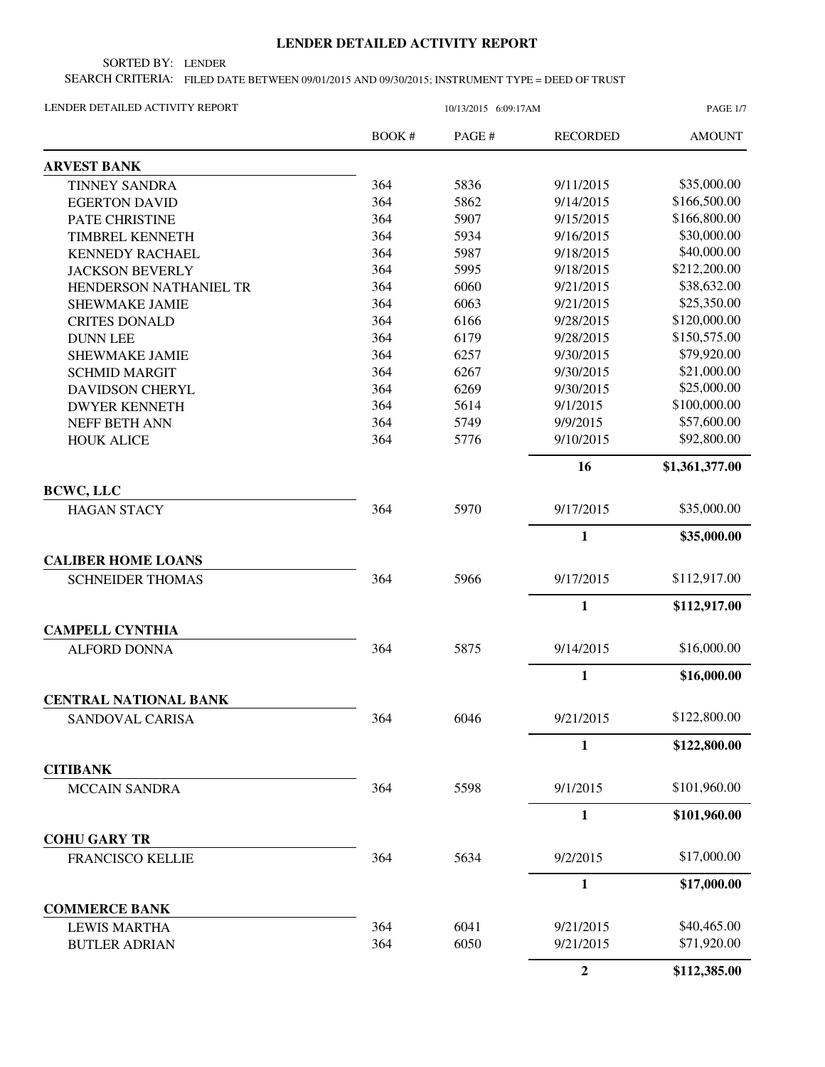# LENDER DETAILED ACTIVITY REPORT

SORTED BY: LENDER

SEARCH CRITERIA: FILED DATE BETWEEN 09/01/2015 AND 09/30/2015; INSTRUMENT TYPE = DEED OF TRUST

LENDER DETAILED ACTIVITY REPORT — 10/13/2015 6:09:17AM

| | BOOK # | PAGE # | RECORDED | AMOUNT |
|---|---|---|---|---|
| **ARVEST BANK** | | | | |
| TINNEY SANDRA | 364 | 5836 | 9/11/2015 | $35,000.00 |
| EGERTON DAVID | 364 | 5862 | 9/14/2015 | $166,500.00 |
| PATE CHRISTINE | 364 | 5907 | 9/15/2015 | $166,800.00 |
| TIMBREL KENNETH | 364 | 5934 | 9/16/2015 | $30,000.00 |
| KENNEDY RACHAEL | 364 | 5987 | 9/18/2015 | $40,000.00 |
| JACKSON BEVERLY | 364 | 5995 | 9/18/2015 | $212,200.00 |
| HENDERSON NATHANIEL TR | 364 | 6060 | 9/21/2015 | $38,632.00 |
| SHEWMAKE JAMIE | 364 | 6063 | 9/21/2015 | $25,350.00 |
| CRITES DONALD | 364 | 6166 | 9/28/2015 | $120,000.00 |
| DUNN LEE | 364 | 6179 | 9/28/2015 | $150,575.00 |
| SHEWMAKE JAMIE | 364 | 6257 | 9/30/2015 | $79,920.00 |
| SCHMID MARGIT | 364 | 6267 | 9/30/2015 | $21,000.00 |
| DAVIDSON CHERYL | 364 | 6269 | 9/30/2015 | $25,000.00 |
| DWYER KENNETH | 364 | 5614 | 9/1/2015 | $100,000.00 |
| NEFF BETH ANN | 364 | 5749 | 9/9/2015 | $57,600.00 |
| HOUK ALICE | 364 | 5776 | 9/10/2015 | $92,800.00 |
| | | | **16** | **$1,361,377.00** |
| **BCWC, LLC** | | | | |
| HAGAN STACY | 364 | 5970 | 9/17/2015 | $35,000.00 |
| | | | **1** | **$35,000.00** |
| **CALIBER HOME LOANS** | | | | |
| SCHNEIDER THOMAS | 364 | 5966 | 9/17/2015 | $112,917.00 |
| | | | **1** | **$112,917.00** |
| **CAMPELL CYNTHIA** | | | | |
| ALFORD DONNA | 364 | 5875 | 9/14/2015 | $16,000.00 |
| | | | **1** | **$16,000.00** |
| **CENTRAL NATIONAL BANK** | | | | |
| SANDOVAL CARISA | 364 | 6046 | 9/21/2015 | $122,800.00 |
| | | | **1** | **$122,800.00** |
| **CITIBANK** | | | | |
| MCCAIN SANDRA | 364 | 5598 | 9/1/2015 | $101,960.00 |
| | | | **1** | **$101,960.00** |
| **COHU GARY TR** | | | | |
| FRANCISCO KELLIE | 364 | 5634 | 9/2/2015 | $17,000.00 |
| | | | **1** | **$17,000.00** |
| **COMMERCE BANK** | | | | |
| LEWIS MARTHA | 364 | 6041 | 9/21/2015 | $40,465.00 |
| BUTLER ADRIAN | 364 | 6050 | 9/21/2015 | $71,920.00 |
| | | | **2** | **$112,385.00** |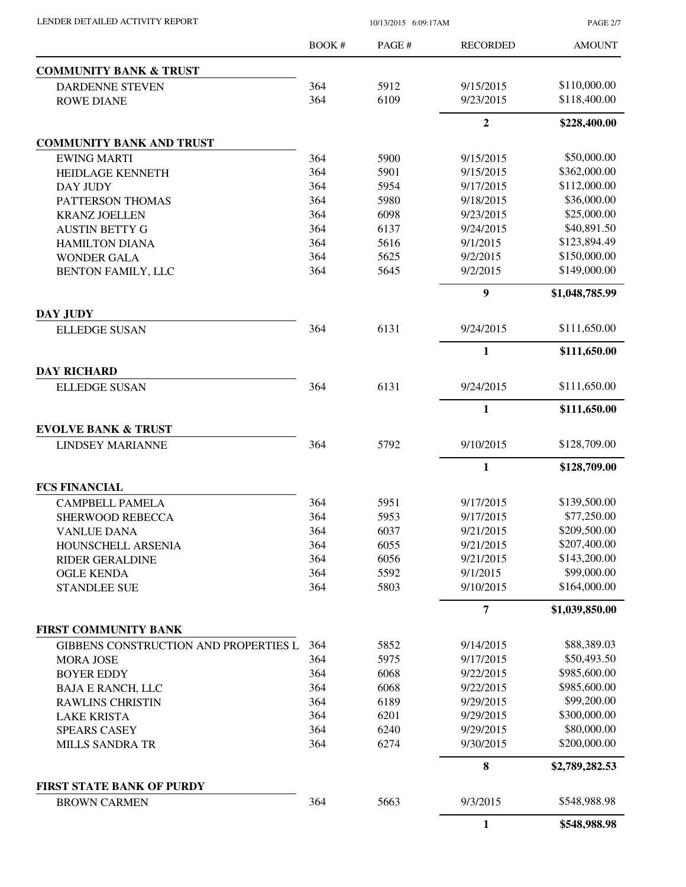| | BOOK # | PAGE # | RECORDED | AMOUNT |
|---|---|---|---|---|
| **COMMUNITY BANK & TRUST** | | | | |
| DARDENNE STEVEN | 364 | 5912 | 9/15/2015 | $110,000.00 |
| ROWE DIANE | 364 | 6109 | 9/23/2015 | $118,400.00 |
| | | | **2** | **$228,400.00** |
| **COMMUNITY BANK AND TRUST** | | | | |
| EWING MARTI | 364 | 5900 | 9/15/2015 | $50,000.00 |
| HEIDLAGE KENNETH | 364 | 5901 | 9/15/2015 | $362,000.00 |
| DAY JUDY | 364 | 5954 | 9/17/2015 | $112,000.00 |
| PATTERSON THOMAS | 364 | 5980 | 9/18/2015 | $36,000.00 |
| KRANZ JOELLEN | 364 | 6098 | 9/23/2015 | $25,000.00 |
| AUSTIN BETTY G | 364 | 6137 | 9/24/2015 | $40,891.50 |
| HAMILTON DIANA | 364 | 5616 | 9/1/2015 | $123,894.49 |
| WONDER GALA | 364 | 5625 | 9/2/2015 | $150,000.00 |
| BENTON FAMILY, LLC | 364 | 5645 | 9/2/2015 | $149,000.00 |
| | | | **9** | **$1,048,785.99** |
| **DAY JUDY** | | | | |
| ELLEDGE SUSAN | 364 | 6131 | 9/24/2015 | $111,650.00 |
| | | | **1** | **$111,650.00** |
| **DAY RICHARD** | | | | |
| ELLEDGE SUSAN | 364 | 6131 | 9/24/2015 | $111,650.00 |
| | | | **1** | **$111,650.00** |
| **EVOLVE BANK & TRUST** | | | | |
| LINDSEY MARIANNE | 364 | 5792 | 9/10/2015 | $128,709.00 |
| | | | **1** | **$128,709.00** |
| **FCS FINANCIAL** | | | | |
| CAMPBELL PAMELA | 364 | 5951 | 9/17/2015 | $139,500.00 |
| SHERWOOD REBECCA | 364 | 5953 | 9/17/2015 | $77,250.00 |
| VANLUE DANA | 364 | 6037 | 9/21/2015 | $209,500.00 |
| HOUNSCHELL ARSENIA | 364 | 6055 | 9/21/2015 | $207,400.00 |
| RIDER GERALDINE | 364 | 6056 | 9/21/2015 | $143,200.00 |
| OGLE KENDA | 364 | 5592 | 9/1/2015 | $99,000.00 |
| STANDLEE SUE | 364 | 5803 | 9/10/2015 | $164,000.00 |
| | | | **7** | **$1,039,850.00** |
| **FIRST COMMUNITY BANK** | | | | |
| GIBBENS CONSTRUCTION AND PROPERTIES L | 364 | 5852 | 9/14/2015 | $88,389.03 |
| MORA JOSE | 364 | 5975 | 9/17/2015 | $50,493.50 |
| BOYER EDDY | 364 | 6068 | 9/22/2015 | $985,600.00 |
| BAJA E RANCH, LLC | 364 | 6068 | 9/22/2015 | $985,600.00 |
| RAWLINS CHRISTIN | 364 | 6189 | 9/29/2015 | $99,200.00 |
| LAKE KRISTA | 364 | 6201 | 9/29/2015 | $300,000.00 |
| SPEARS CASEY | 364 | 6240 | 9/29/2015 | $80,000.00 |
| MILLS SANDRA TR | 364 | 6274 | 9/30/2015 | $200,000.00 |
| | | | **8** | **$2,789,282.53** |
| **FIRST STATE BANK OF PURDY** | | | | |
| BROWN CARMEN | 364 | 5663 | 9/3/2015 | $548,988.98 |
| | | | **1** | **$548,988.98** |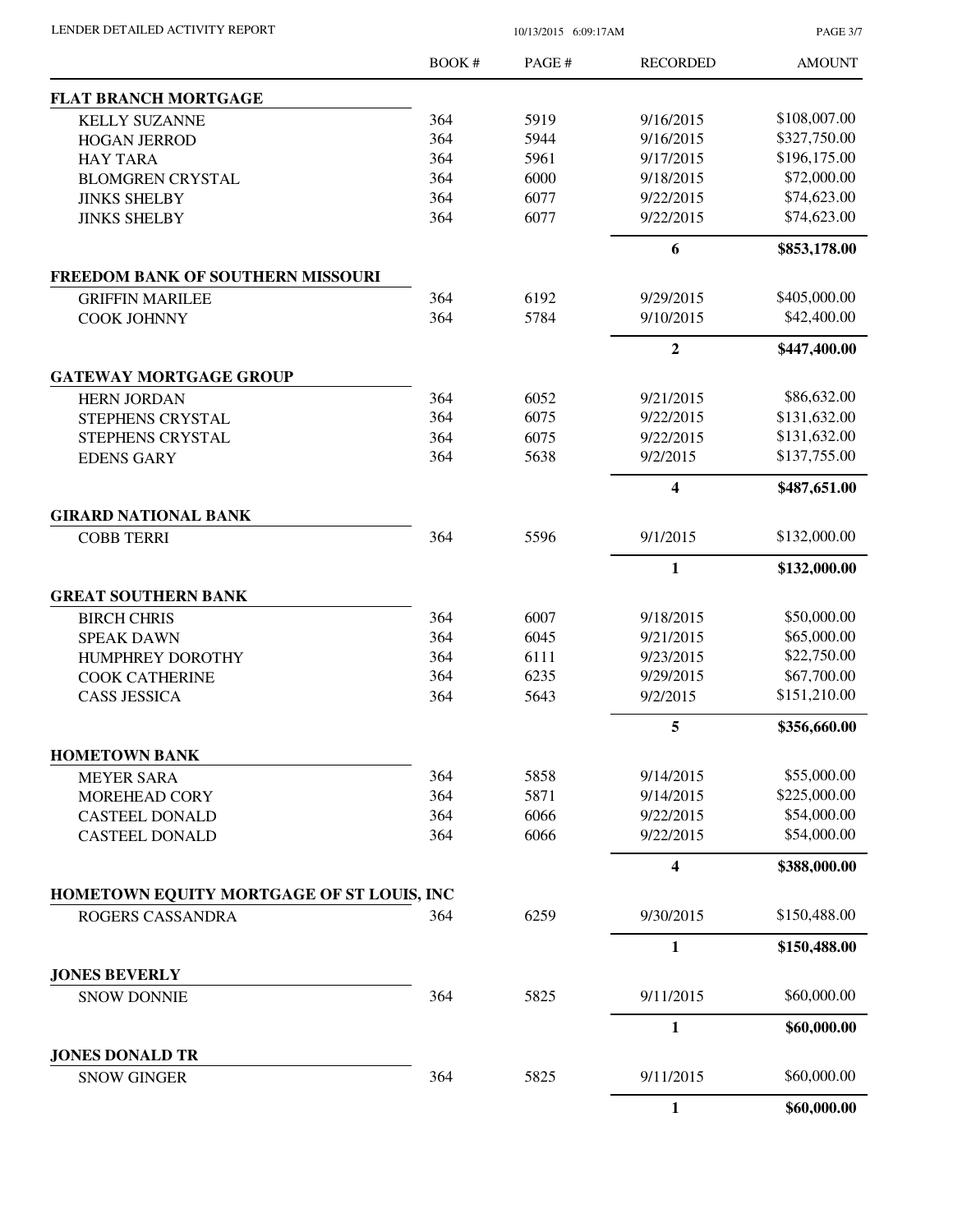| | BOOK # | PAGE # | RECORDED | AMOUNT |
|---|---|---|---|---|
| **FLAT BRANCH MORTGAGE** | | | | |
| KELLY SUZANNE | 364 | 5919 | 9/16/2015 | $108,007.00 |
| HOGAN JERROD | 364 | 5944 | 9/16/2015 | $327,750.00 |
| HAY TARA | 364 | 5961 | 9/17/2015 | $196,175.00 |
| BLOMGREN CRYSTAL | 364 | 6000 | 9/18/2015 | $72,000.00 |
| JINKS SHELBY | 364 | 6077 | 9/22/2015 | $74,623.00 |
| JINKS SHELBY | 364 | 6077 | 9/22/2015 | $74,623.00 |
| | | | **6** | **$853,178.00** |
| **FREEDOM BANK OF SOUTHERN MISSOURI** | | | | |
| GRIFFIN MARILEE | 364 | 6192 | 9/29/2015 | $405,000.00 |
| COOK JOHNNY | 364 | 5784 | 9/10/2015 | $42,400.00 |
| | | | **2** | **$447,400.00** |
| **GATEWAY MORTGAGE GROUP** | | | | |
| HERN JORDAN | 364 | 6052 | 9/21/2015 | $86,632.00 |
| STEPHENS CRYSTAL | 364 | 6075 | 9/22/2015 | $131,632.00 |
| STEPHENS CRYSTAL | 364 | 6075 | 9/22/2015 | $131,632.00 |
| EDENS GARY | 364 | 5638 | 9/2/2015 | $137,755.00 |
| | | | **4** | **$487,651.00** |
| **GIRARD NATIONAL BANK** | | | | |
| COBB TERRI | 364 | 5596 | 9/1/2015 | $132,000.00 |
| | | | **1** | **$132,000.00** |
| **GREAT SOUTHERN BANK** | | | | |
| BIRCH CHRIS | 364 | 6007 | 9/18/2015 | $50,000.00 |
| SPEAK DAWN | 364 | 6045 | 9/21/2015 | $65,000.00 |
| HUMPHREY DOROTHY | 364 | 6111 | 9/23/2015 | $22,750.00 |
| COOK CATHERINE | 364 | 6235 | 9/29/2015 | $67,700.00 |
| CASS JESSICA | 364 | 5643 | 9/2/2015 | $151,210.00 |
| | | | **5** | **$356,660.00** |
| **HOMETOWN BANK** | | | | |
| MEYER SARA | 364 | 5858 | 9/14/2015 | $55,000.00 |
| MOREHEAD CORY | 364 | 5871 | 9/14/2015 | $225,000.00 |
| CASTEEL DONALD | 364 | 6066 | 9/22/2015 | $54,000.00 |
| CASTEEL DONALD | 364 | 6066 | 9/22/2015 | $54,000.00 |
| | | | **4** | **$388,000.00** |
| **HOMETOWN EQUITY MORTGAGE OF ST LOUIS, INC** | | | | |
| ROGERS CASSANDRA | 364 | 6259 | 9/30/2015 | $150,488.00 |
| | | | **1** | **$150,488.00** |
| **JONES BEVERLY** | | | | |
| SNOW DONNIE | 364 | 5825 | 9/11/2015 | $60,000.00 |
| | | | **1** | **$60,000.00** |
| **JONES DONALD TR** | | | | |
| SNOW GINGER | 364 | 5825 | 9/11/2015 | $60,000.00 |
| | | | **1** | **$60,000.00** |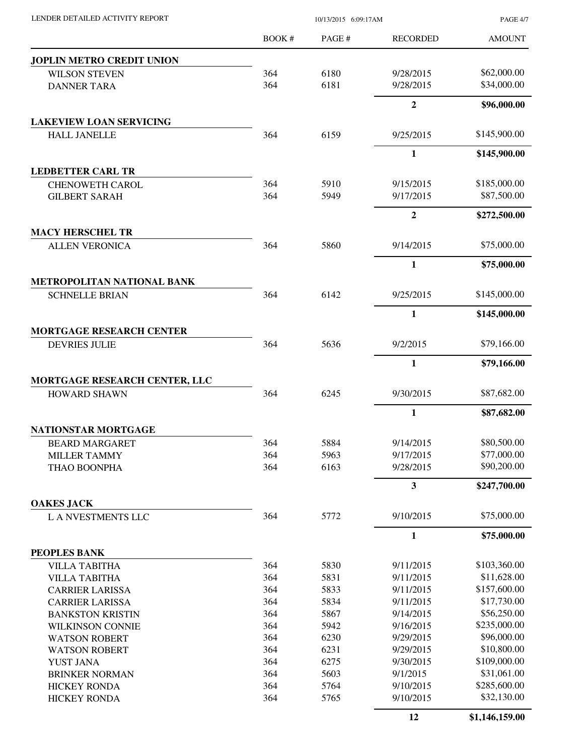| | BOOK # | PAGE # | RECORDED | AMOUNT |
|---|---|---|---|---|
| **JOPLIN METRO CREDIT UNION** | | | | |
| WILSON STEVEN | 364 | 6180 | 9/28/2015 | $62,000.00 |
| DANNER TARA | 364 | 6181 | 9/28/2015 | $34,000.00 |
| | | | **2** | **$96,000.00** |
| **LAKEVIEW LOAN SERVICING** | | | | |
| HALL JANELLE | 364 | 6159 | 9/25/2015 | $145,900.00 |
| | | | **1** | **$145,900.00** |
| **LEDBETTER CARL TR** | | | | |
| CHENOWETH CAROL | 364 | 5910 | 9/15/2015 | $185,000.00 |
| GILBERT SARAH | 364 | 5949 | 9/17/2015 | $87,500.00 |
| | | | **2** | **$272,500.00** |
| **MACY HERSCHEL TR** | | | | |
| ALLEN VERONICA | 364 | 5860 | 9/14/2015 | $75,000.00 |
| | | | **1** | **$75,000.00** |
| **METROPOLITAN NATIONAL BANK** | | | | |
| SCHNELLE BRIAN | 364 | 6142 | 9/25/2015 | $145,000.00 |
| | | | **1** | **$145,000.00** |
| **MORTGAGE RESEARCH CENTER** | | | | |
| DEVRIES JULIE | 364 | 5636 | 9/2/2015 | $79,166.00 |
| | | | **1** | **$79,166.00** |
| **MORTGAGE RESEARCH CENTER, LLC** | | | | |
| HOWARD SHAWN | 364 | 6245 | 9/30/2015 | $87,682.00 |
| | | | **1** | **$87,682.00** |
| **NATIONSTAR MORTGAGE** | | | | |
| BEARD MARGARET | 364 | 5884 | 9/14/2015 | $80,500.00 |
| MILLER TAMMY | 364 | 5963 | 9/17/2015 | $77,000.00 |
| THAO BOONPHA | 364 | 6163 | 9/28/2015 | $90,200.00 |
| | | | **3** | **$247,700.00** |
| **OAKES JACK** | | | | |
| L A NVESTMENTS LLC | 364 | 5772 | 9/10/2015 | $75,000.00 |
| | | | **1** | **$75,000.00** |
| **PEOPLES BANK** | | | | |
| VILLA TABITHA | 364 | 5830 | 9/11/2015 | $103,360.00 |
| VILLA TABITHA | 364 | 5831 | 9/11/2015 | $11,628.00 |
| CARRIER LARISSA | 364 | 5833 | 9/11/2015 | $157,600.00 |
| CARRIER LARISSA | 364 | 5834 | 9/11/2015 | $17,730.00 |
| BANKSTON KRISTIN | 364 | 5867 | 9/14/2015 | $56,250.00 |
| WILKINSON CONNIE | 364 | 5942 | 9/16/2015 | $235,000.00 |
| WATSON ROBERT | 364 | 6230 | 9/29/2015 | $96,000.00 |
| WATSON ROBERT | 364 | 6231 | 9/29/2015 | $10,800.00 |
| YUST JANA | 364 | 6275 | 9/30/2015 | $109,000.00 |
| BRINKER NORMAN | 364 | 5603 | 9/1/2015 | $31,061.00 |
| HICKEY RONDA | 364 | 5764 | 9/10/2015 | $285,600.00 |
| HICKEY RONDA | 364 | 5765 | 9/10/2015 | $32,130.00 |
| | | | **12** | **$1,146,159.00** |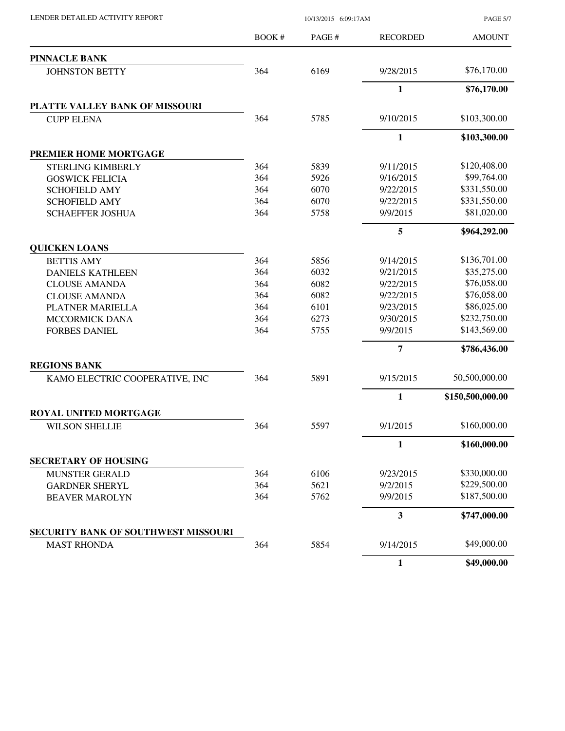LENDER DETAILED ACTIVITY REPORT

10/13/2015 6:09:17AM

| | BOOK # | PAGE # | RECORDED | AMOUNT |
|---|---|---|---|---|
| **PINNACLE BANK** | | | | |
| JOHNSTON BETTY | 364 | 6169 | 9/28/2015 | $76,170.00 |
| | | | **1** | **$76,170.00** |
| **PLATTE VALLEY BANK OF MISSOURI** | | | | |
| CUPP ELENA | 364 | 5785 | 9/10/2015 | $103,300.00 |
| | | | **1** | **$103,300.00** |
| **PREMIER HOME MORTGAGE** | | | | |
| STERLING KIMBERLY | 364 | 5839 | 9/11/2015 | $120,408.00 |
| GOSWICK FELICIA | 364 | 5926 | 9/16/2015 | $99,764.00 |
| SCHOFIELD AMY | 364 | 6070 | 9/22/2015 | $331,550.00 |
| SCHOFIELD AMY | 364 | 6070 | 9/22/2015 | $331,550.00 |
| SCHAEFFER JOSHUA | 364 | 5758 | 9/9/2015 | $81,020.00 |
| | | | **5** | **$964,292.00** |
| **QUICKEN LOANS** | | | | |
| BETTIS AMY | 364 | 5856 | 9/14/2015 | $136,701.00 |
| DANIELS KATHLEEN | 364 | 6032 | 9/21/2015 | $35,275.00 |
| CLOUSE AMANDA | 364 | 6082 | 9/22/2015 | $76,058.00 |
| CLOUSE AMANDA | 364 | 6082 | 9/22/2015 | $76,058.00 |
| PLATNER MARIELLA | 364 | 6101 | 9/23/2015 | $86,025.00 |
| MCCORMICK DANA | 364 | 6273 | 9/30/2015 | $232,750.00 |
| FORBES DANIEL | 364 | 5755 | 9/9/2015 | $143,569.00 |
| | | | **7** | **$786,436.00** |
| **REGIONS BANK** | | | | |
| KAMO ELECTRIC COOPERATIVE, INC | 364 | 5891 | 9/15/2015 | 50,500,000.00 |
| | | | **1** | **$150,500,000.00** |
| **ROYAL UNITED MORTGAGE** | | | | |
| WILSON SHELLIE | 364 | 5597 | 9/1/2015 | $160,000.00 |
| | | | **1** | **$160,000.00** |
| **SECRETARY OF HOUSING** | | | | |
| MUNSTER GERALD | 364 | 6106 | 9/23/2015 | $330,000.00 |
| GARDNER SHERYL | 364 | 5621 | 9/2/2015 | $229,500.00 |
| BEAVER MAROLYN | 364 | 5762 | 9/9/2015 | $187,500.00 |
| | | | **3** | **$747,000.00** |
| **SECURITY BANK OF SOUTHWEST MISSOURI** | | | | |
| MAST RHONDA | 364 | 5854 | 9/14/2015 | $49,000.00 |
| | | | **1** | **$49,000.00** |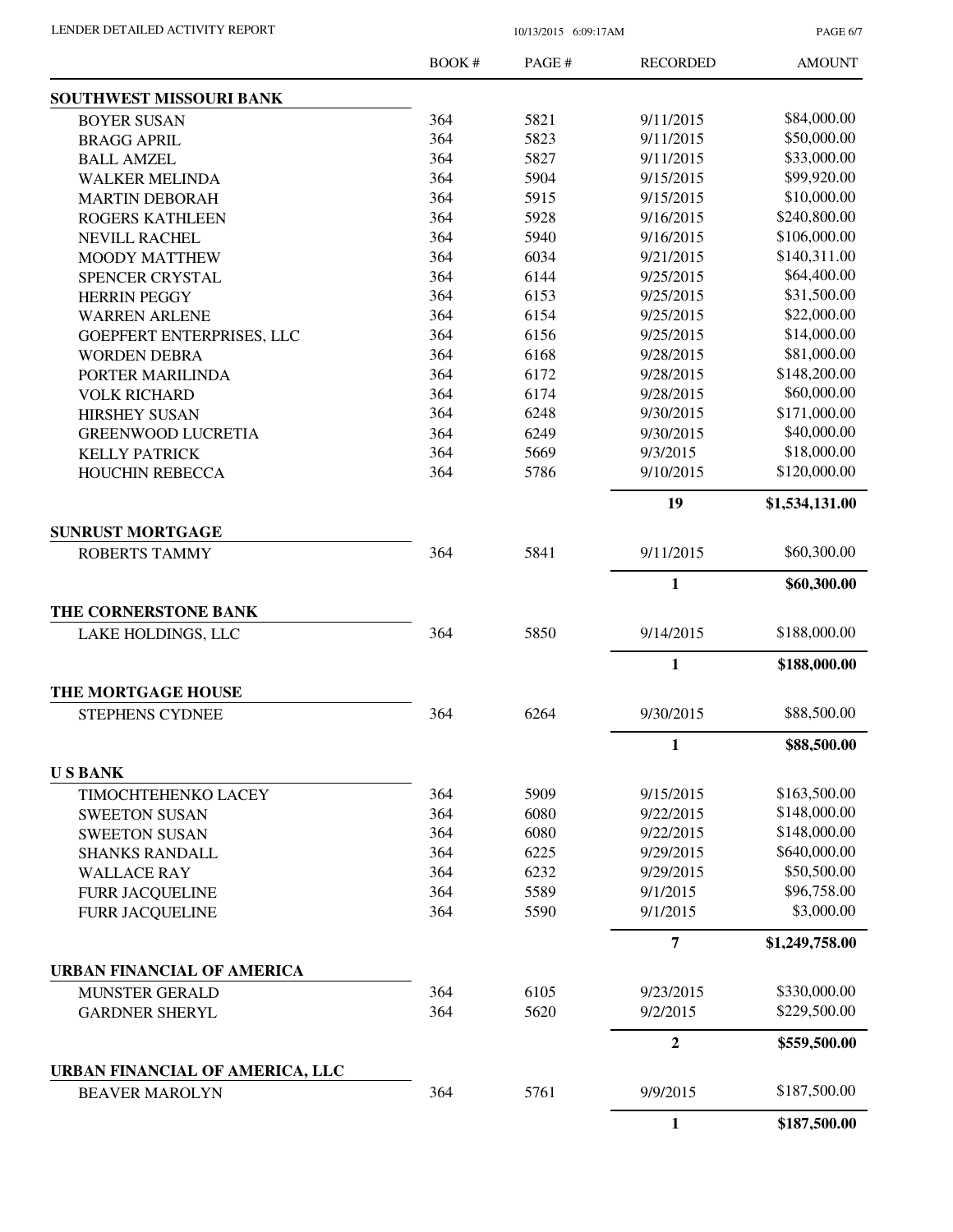| | BOOK # | PAGE # | RECORDED | AMOUNT |
|---|---|---|---|---|
| **SOUTHWEST MISSOURI BANK** | | | | |
| BOYER SUSAN | 364 | 5821 | 9/11/2015 | $84,000.00 |
| BRAGG APRIL | 364 | 5823 | 9/11/2015 | $50,000.00 |
| BALL AMZEL | 364 | 5827 | 9/11/2015 | $33,000.00 |
| WALKER MELINDA | 364 | 5904 | 9/15/2015 | $99,920.00 |
| MARTIN DEBORAH | 364 | 5915 | 9/15/2015 | $10,000.00 |
| ROGERS KATHLEEN | 364 | 5928 | 9/16/2015 | $240,800.00 |
| NEVILL RACHEL | 364 | 5940 | 9/16/2015 | $106,000.00 |
| MOODY MATTHEW | 364 | 6034 | 9/21/2015 | $140,311.00 |
| SPENCER CRYSTAL | 364 | 6144 | 9/25/2015 | $64,400.00 |
| HERRIN PEGGY | 364 | 6153 | 9/25/2015 | $31,500.00 |
| WARREN ARLENE | 364 | 6154 | 9/25/2015 | $22,000.00 |
| GOEPFERT ENTERPRISES, LLC | 364 | 6156 | 9/25/2015 | $14,000.00 |
| WORDEN DEBRA | 364 | 6168 | 9/28/2015 | $81,000.00 |
| PORTER MARILINDA | 364 | 6172 | 9/28/2015 | $148,200.00 |
| VOLK RICHARD | 364 | 6174 | 9/28/2015 | $60,000.00 |
| HIRSHEY SUSAN | 364 | 6248 | 9/30/2015 | $171,000.00 |
| GREENWOOD LUCRETIA | 364 | 6249 | 9/30/2015 | $40,000.00 |
| KELLY PATRICK | 364 | 5669 | 9/3/2015 | $18,000.00 |
| HOUCHIN REBECCA | 364 | 5786 | 9/10/2015 | $120,000.00 |
| | | | **19** | **$1,534,131.00** |
| **SUNRUST MORTGAGE** | | | | |
| ROBERTS TAMMY | 364 | 5841 | 9/11/2015 | $60,300.00 |
| | | | **1** | **$60,300.00** |
| **THE CORNERSTONE BANK** | | | | |
| LAKE HOLDINGS, LLC | 364 | 5850 | 9/14/2015 | $188,000.00 |
| | | | **1** | **$188,000.00** |
| **THE MORTGAGE HOUSE** | | | | |
| STEPHENS CYDNEE | 364 | 6264 | 9/30/2015 | $88,500.00 |
| | | | **1** | **$88,500.00** |
| **U S BANK** | | | | |
| TIMOCHTEHENKO LACEY | 364 | 5909 | 9/15/2015 | $163,500.00 |
| SWEETON SUSAN | 364 | 6080 | 9/22/2015 | $148,000.00 |
| SWEETON SUSAN | 364 | 6080 | 9/22/2015 | $148,000.00 |
| SHANKS RANDALL | 364 | 6225 | 9/29/2015 | $640,000.00 |
| WALLACE RAY | 364 | 6232 | 9/29/2015 | $50,500.00 |
| FURR JACQUELINE | 364 | 5589 | 9/1/2015 | $96,758.00 |
| FURR JACQUELINE | 364 | 5590 | 9/1/2015 | $3,000.00 |
| | | | **7** | **$1,249,758.00** |
| **URBAN FINANCIAL OF AMERICA** | | | | |
| MUNSTER GERALD | 364 | 6105 | 9/23/2015 | $330,000.00 |
| GARDNER SHERYL | 364 | 5620 | 9/2/2015 | $229,500.00 |
| | | | **2** | **$559,500.00** |
| **URBAN FINANCIAL OF AMERICA, LLC** | | | | |
| BEAVER MAROLYN | 364 | 5761 | 9/9/2015 | $187,500.00 |
| | | | **1** | **$187,500.00** |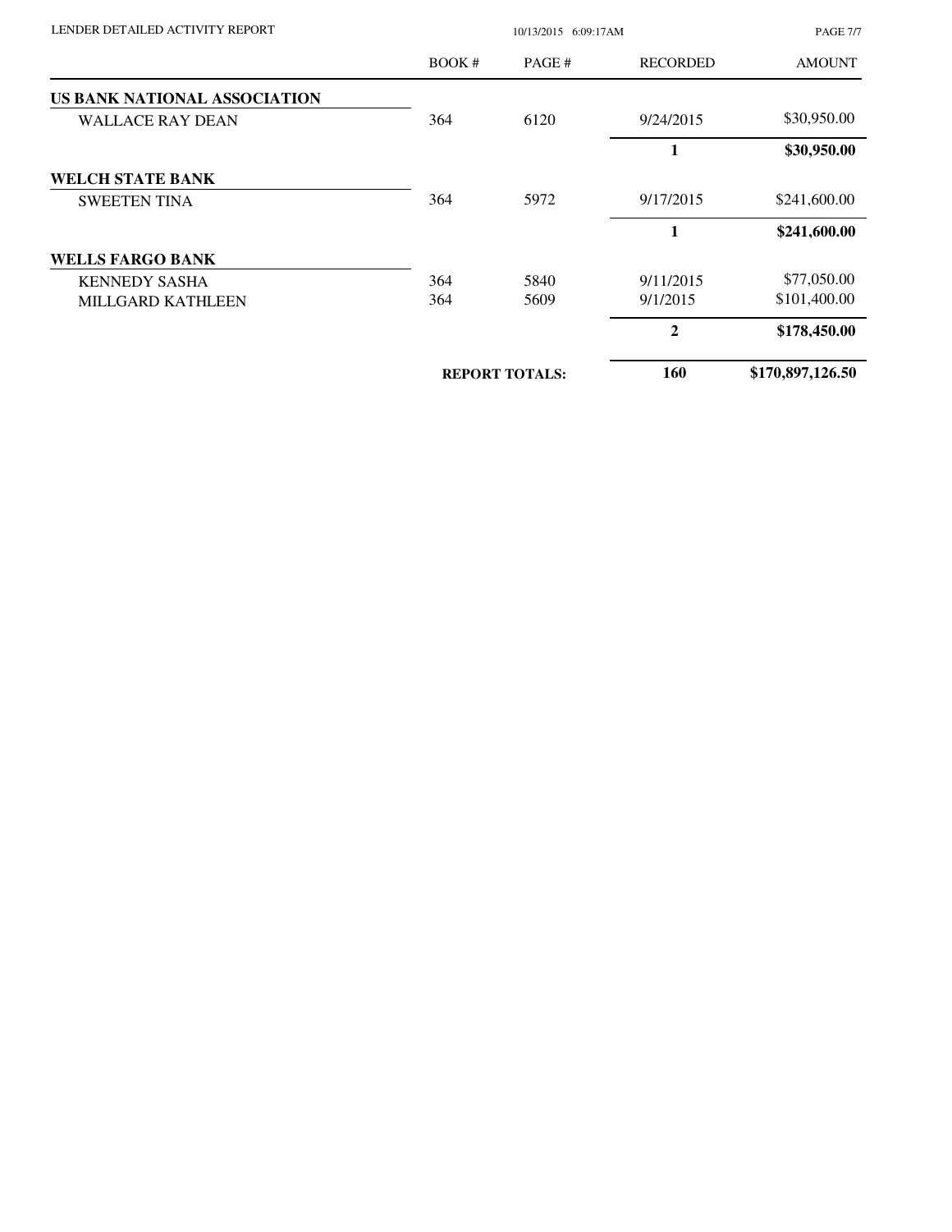| | BOOK # | PAGE # | RECORDED | AMOUNT |
|---|---|---|---|---|
| **US BANK NATIONAL ASSOCIATION** | | | | |
| WALLACE RAY DEAN | 364 | 6120 | 9/24/2015 | $30,950.00 |
| | | | **1** | **$30,950.00** |
| **WELCH STATE BANK** | | | | |
| SWEETEN TINA | 364 | 5972 | 9/17/2015 | $241,600.00 |
| | | | **1** | **$241,600.00** |
| **WELLS FARGO BANK** | | | | |
| KENNEDY SASHA | 364 | 5840 | 9/11/2015 | $77,050.00 |
| MILLGARD KATHLEEN | 364 | 5609 | 9/1/2015 | $101,400.00 |
| | | | **2** | **$178,450.00** |
| | **REPORT TOTALS:** | | **160** | **$170,897,126.50** |